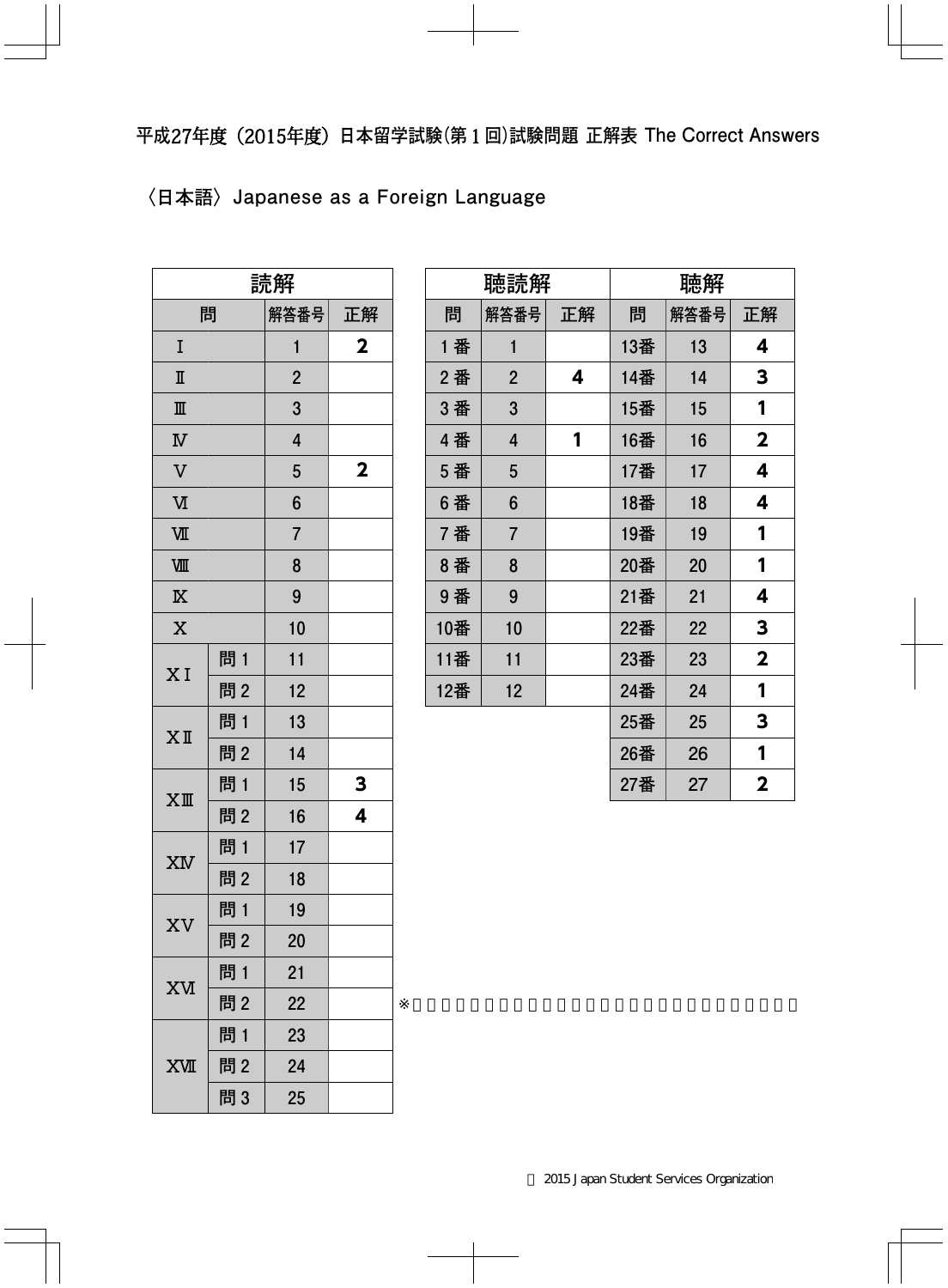平成27年度（2015年度）日本留学試験(第１回)試験問題 正解表 The Correct Answers

〈日本語〉 Japanese as a Foreign Language

| 読解 | | | |
|---|---|---|---|
| 問 | | 解答番号 | 正解 |
| Ⅰ | | 1 | 2 |
| Ⅱ | | 2 | |
| Ⅲ | | 3 | |
| Ⅳ | | 4 | |
| Ⅴ | | 5 | 2 |
| Ⅵ | | 6 | |
| Ⅶ | | 7 | |
| Ⅷ | | 8 | |
| Ⅸ | | 9 | |
| Ⅹ | | 10 | |
| ⅩⅠ | 問１ | 11 | |
| | 問２ | 12 | |
| ⅩⅡ | 問１ | 13 | |
| | 問２ | 14 | |
| ⅩⅢ | 問１ | 15 | 3 |
| | 問２ | 16 | 4 |
| ⅩⅣ | 問１ | 17 | |
| | 問２ | 18 | |
| ⅩⅤ | 問１ | 19 | |
| | 問２ | 20 | |
| ⅩⅥ | 問１ | 21 | |
| | 問２ | 22 | |
| ⅩⅦ | 問１ | 23 | |
| | 問２ | 24 | |
| | 問３ | 25 | |

| 聴読解 | | | 聴解 | | |
|---|---|---|---|---|---|
| 問 | 解答番号 | 正解 | 問 | 解答番号 | 正解 |
| １番 | 1 | | 13番 | 13 | 4 |
| ２番 | 2 | 4 | 14番 | 14 | 3 |
| ３番 | 3 | | 15番 | 15 | 1 |
| ４番 | 4 | 1 | 16番 | 16 | 2 |
| ５番 | 5 | | 17番 | 17 | 4 |
| ６番 | 6 | | 18番 | 18 | 4 |
| ７番 | 7 | | 19番 | 19 | 1 |
| ８番 | 8 | | 20番 | 20 | 1 |
| ９番 | 9 | | 21番 | 21 | 4 |
| 10番 | 10 | | 22番 | 22 | 3 |
| 11番 | 11 | | 23番 | 23 | 2 |
| 12番 | 12 | | 24番 | 24 | 1 |
| | | | 25番 | 25 | 3 |
| | | | 26番 | 26 | 1 |
| | | | 27番 | 27 | 2 |

※

© 2015 Japan Student Services Organization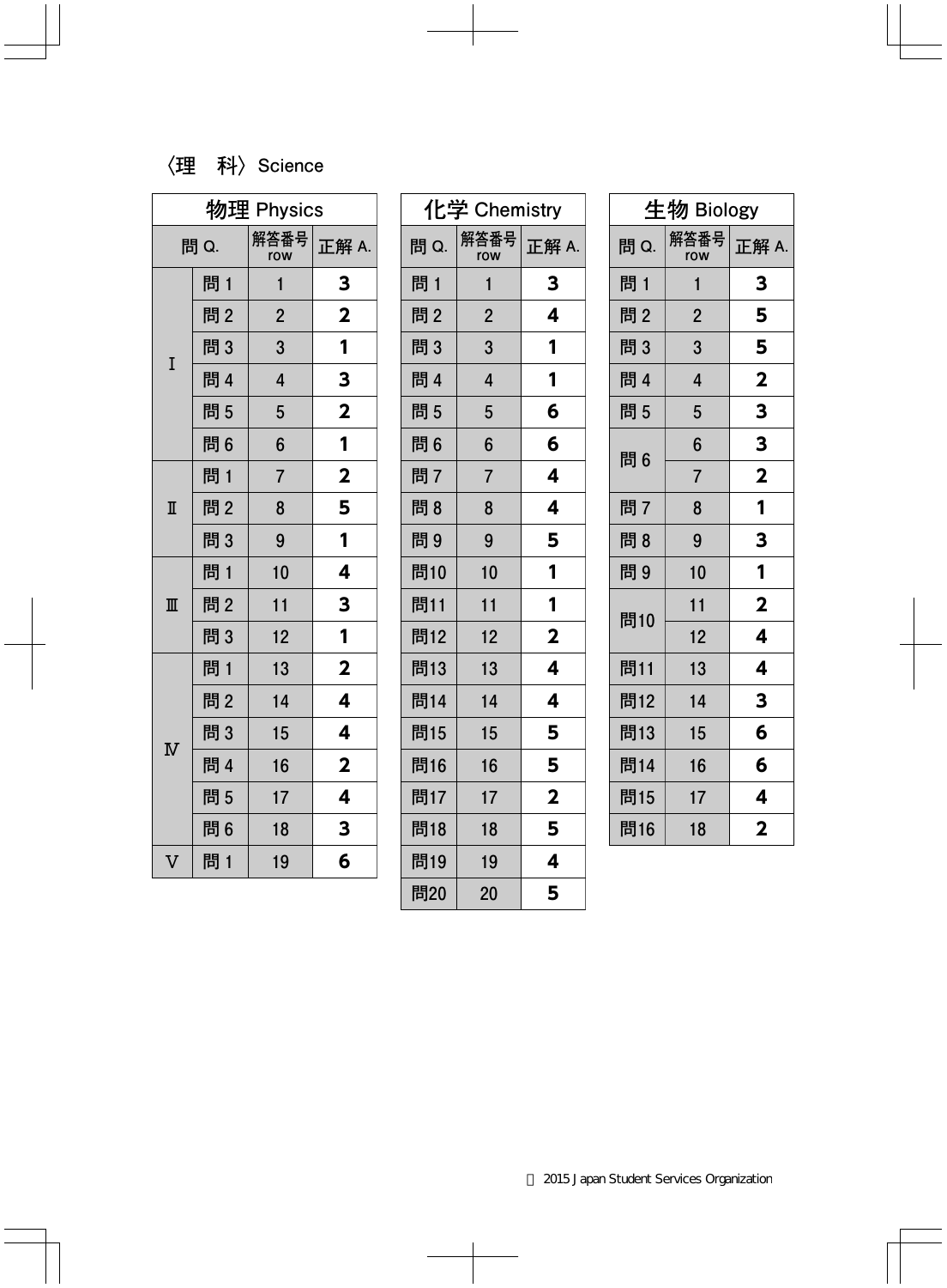〈理　科〉Science

## 物理 Physics

| 問 Q. | | 解答番号 row | 正解 A. |
|---|---|---|---|
| Ⅰ | 問 1 | 1 | **3** |
| | 問 2 | 2 | **2** |
| | 問 3 | 3 | **1** |
| | 問 4 | 4 | **3** |
| | 問 5 | 5 | **2** |
| | 問 6 | 6 | **1** |
| Ⅱ | 問 1 | 7 | **2** |
| | 問 2 | 8 | **5** |
| | 問 3 | 9 | **1** |
| Ⅲ | 問 1 | 10 | **4** |
| | 問 2 | 11 | **3** |
| | 問 3 | 12 | **1** |
| Ⅳ | 問 1 | 13 | **2** |
| | 問 2 | 14 | **4** |
| | 問 3 | 15 | **4** |
| | 問 4 | 16 | **2** |
| | 問 5 | 17 | **4** |
| | 問 6 | 18 | **3** |
| Ⅴ | 問 1 | 19 | **6** |

## 化学 Chemistry

| 問 Q. | 解答番号 row | 正解 A. |
|---|---|---|
| 問 1 | 1 | **3** |
| 問 2 | 2 | **4** |
| 問 3 | 3 | **1** |
| 問 4 | 4 | **1** |
| 問 5 | 5 | **6** |
| 問 6 | 6 | **6** |
| 問 7 | 7 | **4** |
| 問 8 | 8 | **4** |
| 問 9 | 9 | **5** |
| 問10 | 10 | **1** |
| 問11 | 11 | **1** |
| 問12 | 12 | **2** |
| 問13 | 13 | **4** |
| 問14 | 14 | **4** |
| 問15 | 15 | **5** |
| 問16 | 16 | **5** |
| 問17 | 17 | **2** |
| 問18 | 18 | **5** |
| 問19 | 19 | **4** |
| 問20 | 20 | **5** |

## 生物 Biology

| 問 Q. | 解答番号 row | 正解 A. |
|---|---|---|
| 問 1 | 1 | **3** |
| 問 2 | 2 | **5** |
| 問 3 | 3 | **5** |
| 問 4 | 4 | **2** |
| 問 5 | 5 | **3** |
| 問 6 | 6 | **3** |
| | 7 | **2** |
| 問 7 | 8 | **1** |
| 問 8 | 9 | **3** |
| 問 9 | 10 | **1** |
| 問10 | 11 | **2** |
| | 12 | **4** |
| 問11 | 13 | **4** |
| 問12 | 14 | **3** |
| 問13 | 15 | **6** |
| 問14 | 16 | **6** |
| 問15 | 17 | **4** |
| 問16 | 18 | **2** |

Ⓒ 2015 Japan Student Services Organization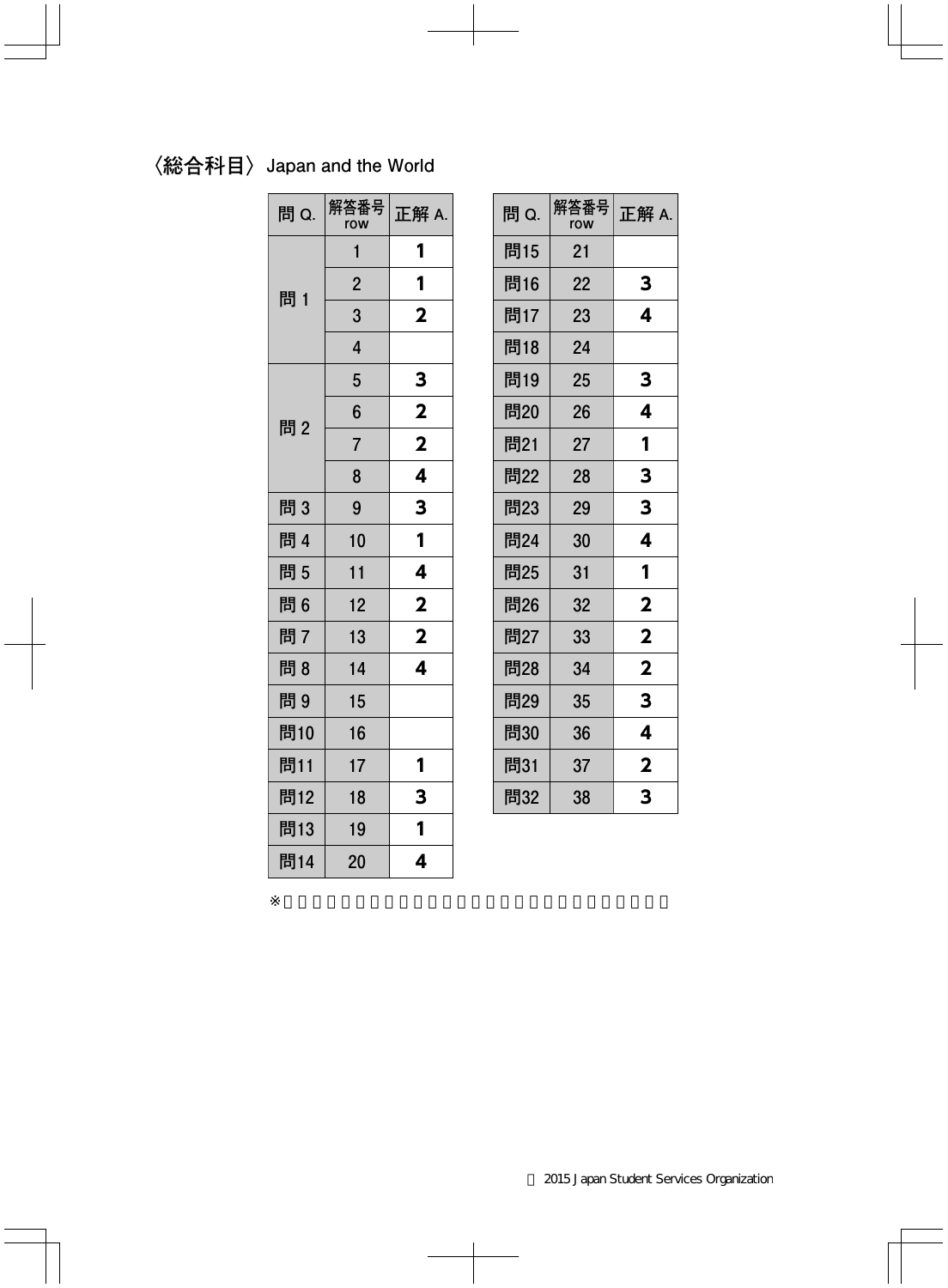## 〈総合科目〉 Japan and the World

| 問 Q. | 解答番号 row | 正解 A. |
|---|---|---|
| 問 1 | 1 | 1 |
| | 2 | 1 |
| | 3 | 2 |
| | 4 | |
| 問 2 | 5 | 3 |
| | 6 | 2 |
| | 7 | 2 |
| | 8 | 4 |
| 問 3 | 9 | 3 |
| 問 4 | 10 | 1 |
| 問 5 | 11 | 4 |
| 問 6 | 12 | 2 |
| 問 7 | 13 | 2 |
| 問 8 | 14 | 4 |
| 問 9 | 15 | |
| 問10 | 16 | |
| 問11 | 17 | 1 |
| 問12 | 18 | 3 |
| 問13 | 19 | 1 |
| 問14 | 20 | 4 |

| 問 Q. | 解答番号 row | 正解 A. |
|---|---|---|
| 問15 | 21 | |
| 問16 | 22 | 3 |
| 問17 | 23 | 4 |
| 問18 | 24 | |
| 問19 | 25 | 3 |
| 問20 | 26 | 4 |
| 問21 | 27 | 1 |
| 問22 | 28 | 3 |
| 問23 | 29 | 3 |
| 問24 | 30 | 4 |
| 問25 | 31 | 1 |
| 問26 | 32 | 2 |
| 問27 | 33 | 2 |
| 問28 | 34 | 2 |
| 問29 | 35 | 3 |
| 問30 | 36 | 4 |
| 問31 | 37 | 2 |
| 問32 | 38 | 3 |

※

© 2015 Japan Student Services Organization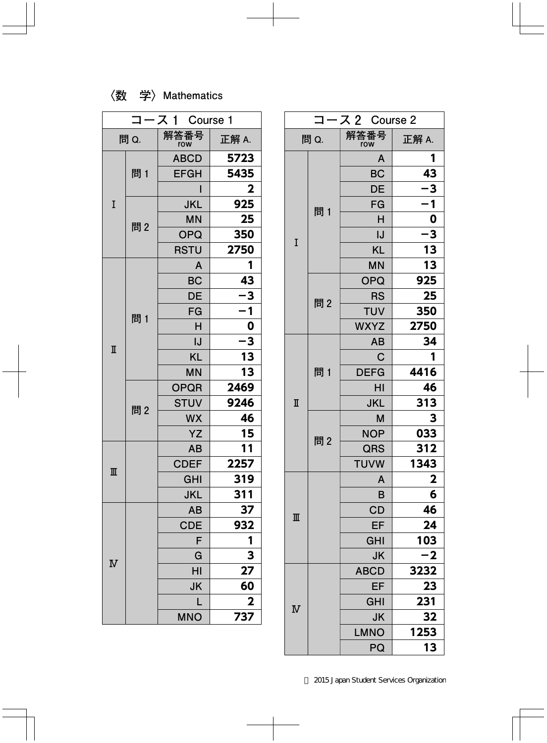〈数　学〉Mathematics

| コース１　Course 1 | | | |
|---|---|---|---|
| 問 Q. | | 解答番号 row | 正解 A. |
| Ⅰ | 問 1 | ABCD | **5723** |
| | | EFGH | **5435** |
| | | I | **2** |
| | 問 2 | JKL | **925** |
| | | MN | **25** |
| | | OPQ | **350** |
| | | RSTU | **2750** |
| Ⅱ | 問 1 | A | **1** |
| | | BC | **43** |
| | | DE | **−3** |
| | | FG | **−1** |
| | | H | **0** |
| | | IJ | **−3** |
| | | KL | **13** |
| | | MN | **13** |
| | 問 2 | OPQR | **2469** |
| | | STUV | **9246** |
| | | WX | **46** |
| | | YZ | **15** |
| Ⅲ | | AB | **11** |
| | | CDEF | **2257** |
| | | GHI | **319** |
| | | JKL | **311** |
| Ⅳ | | AB | **37** |
| | | CDE | **932** |
| | | F | **1** |
| | | G | **3** |
| | | HI | **27** |
| | | JK | **60** |
| | | L | **2** |
| | | MNO | **737** |

| コース２　Course 2 | | | |
|---|---|---|---|
| 問 Q. | | 解答番号 row | 正解 A. |
| Ⅰ | 問 1 | A | **1** |
| | | BC | **43** |
| | | DE | **−3** |
| | | FG | **−1** |
| | | H | **0** |
| | | IJ | **−3** |
| | | KL | **13** |
| | | MN | **13** |
| | 問 2 | OPQ | **925** |
| | | RS | **25** |
| | | TUV | **350** |
| | | WXYZ | **2750** |
| Ⅱ | 問 1 | AB | **34** |
| | | C | **1** |
| | | DEFG | **4416** |
| | | HI | **46** |
| | | JKL | **313** |
| | 問 2 | M | **3** |
| | | NOP | **033** |
| | | QRS | **312** |
| | | TUVW | **1343** |
| Ⅲ | | A | **2** |
| | | B | **6** |
| | | CD | **46** |
| | | EF | **24** |
| | | GHI | **103** |
| | | JK | **−2** |
| Ⅳ | | ABCD | **3232** |
| | | EF | **23** |
| | | GHI | **231** |
| | | JK | **32** |
| | | LMNO | **1253** |
| | | PQ | **13** |

Ⓒ 2015 Japan Student Services Organization